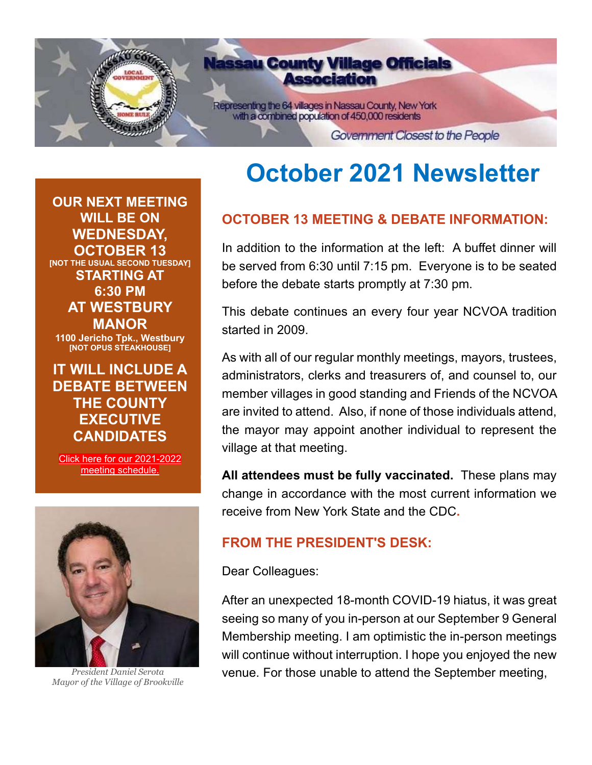# Nassau County Village Officials Association

Representing the 64 villages in Nassau County, New York with a combined population of 450,000 residents

*Government Closest to the People*

# October 2021 Newsletter

**OUR NEXT MEETING WILL BE ON WEDNESDAY, OCTOBER 13**
**[NOT THE USUAL SECOND TUESDAY]**
**STARTING AT 6:30 PM AT WESTBURY MANOR**
**1100 Jericho Tpk., Westbury**
**[NOT OPUS STEAKHOUSE]**

**IT WILL INCLUDE A DEBATE BETWEEN THE COUNTY EXECUTIVE CANDIDATES**

Click here for our 2021-2022 meeting schedule.

*President Daniel Serota*
*Mayor of the Village of Brookville*

## OCTOBER 13 MEETING & DEBATE INFORMATION:

In addition to the information at the left: A buffet dinner will be served from 6:30 until 7:15 pm. Everyone is to be seated before the debate starts promptly at 7:30 pm.

This debate continues an every four year NCVOA tradition started in 2009.

As with all of our regular monthly meetings, mayors, trustees, administrators, clerks and treasurers of, and counsel to, our member villages in good standing and Friends of the NCVOA are invited to attend. Also, if none of those individuals attend, the mayor may appoint another individual to represent the village at that meeting.

**All attendees must be fully vaccinated.** These plans may change in accordance with the most current information we receive from New York State and the CDC.

## FROM THE PRESIDENT'S DESK:

Dear Colleagues:

After an unexpected 18-month COVID-19 hiatus, it was great seeing so many of you in-person at our September 9 General Membership meeting. I am optimistic the in-person meetings will continue without interruption. I hope you enjoyed the new venue. For those unable to attend the September meeting,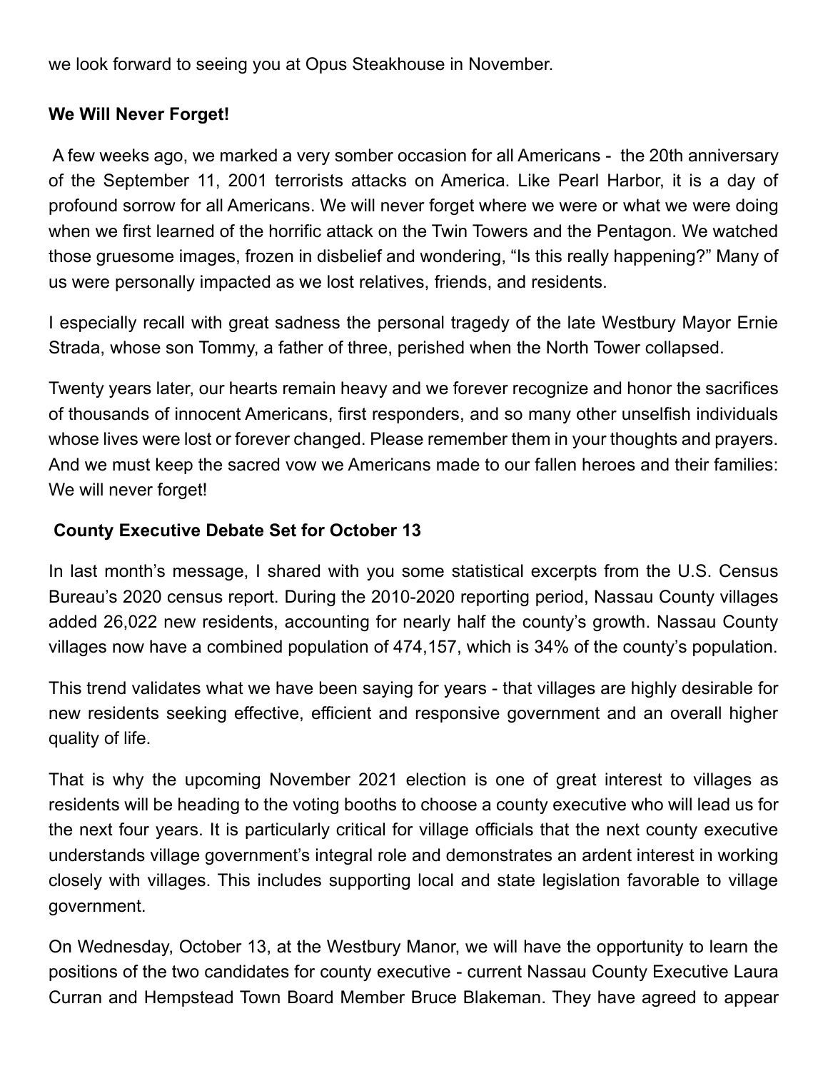we look forward to seeing you at Opus Steakhouse in November.

## We Will Never Forget!

A few weeks ago, we marked a very somber occasion for all Americans - the 20th anniversary of the September 11, 2001 terrorists attacks on America. Like Pearl Harbor, it is a day of profound sorrow for all Americans. We will never forget where we were or what we were doing when we first learned of the horrific attack on the Twin Towers and the Pentagon. We watched those gruesome images, frozen in disbelief and wondering, "Is this really happening?" Many of us were personally impacted as we lost relatives, friends, and residents.

I especially recall with great sadness the personal tragedy of the late Westbury Mayor Ernie Strada, whose son Tommy, a father of three, perished when the North Tower collapsed.

Twenty years later, our hearts remain heavy and we forever recognize and honor the sacrifices of thousands of innocent Americans, first responders, and so many other unselfish individuals whose lives were lost or forever changed. Please remember them in your thoughts and prayers. And we must keep the sacred vow we Americans made to our fallen heroes and their families: We will never forget!

## County Executive Debate Set for October 13

In last month's message, I shared with you some statistical excerpts from the U.S. Census Bureau's 2020 census report. During the 2010-2020 reporting period, Nassau County villages added 26,022 new residents, accounting for nearly half the county's growth. Nassau County villages now have a combined population of 474,157, which is 34% of the county's population.

This trend validates what we have been saying for years - that villages are highly desirable for new residents seeking effective, efficient and responsive government and an overall higher quality of life.

That is why the upcoming November 2021 election is one of great interest to villages as residents will be heading to the voting booths to choose a county executive who will lead us for the next four years. It is particularly critical for village officials that the next county executive understands village government's integral role and demonstrates an ardent interest in working closely with villages. This includes supporting local and state legislation favorable to village government.

On Wednesday, October 13, at the Westbury Manor, we will have the opportunity to learn the positions of the two candidates for county executive - current Nassau County Executive Laura Curran and Hempstead Town Board Member Bruce Blakeman. They have agreed to appear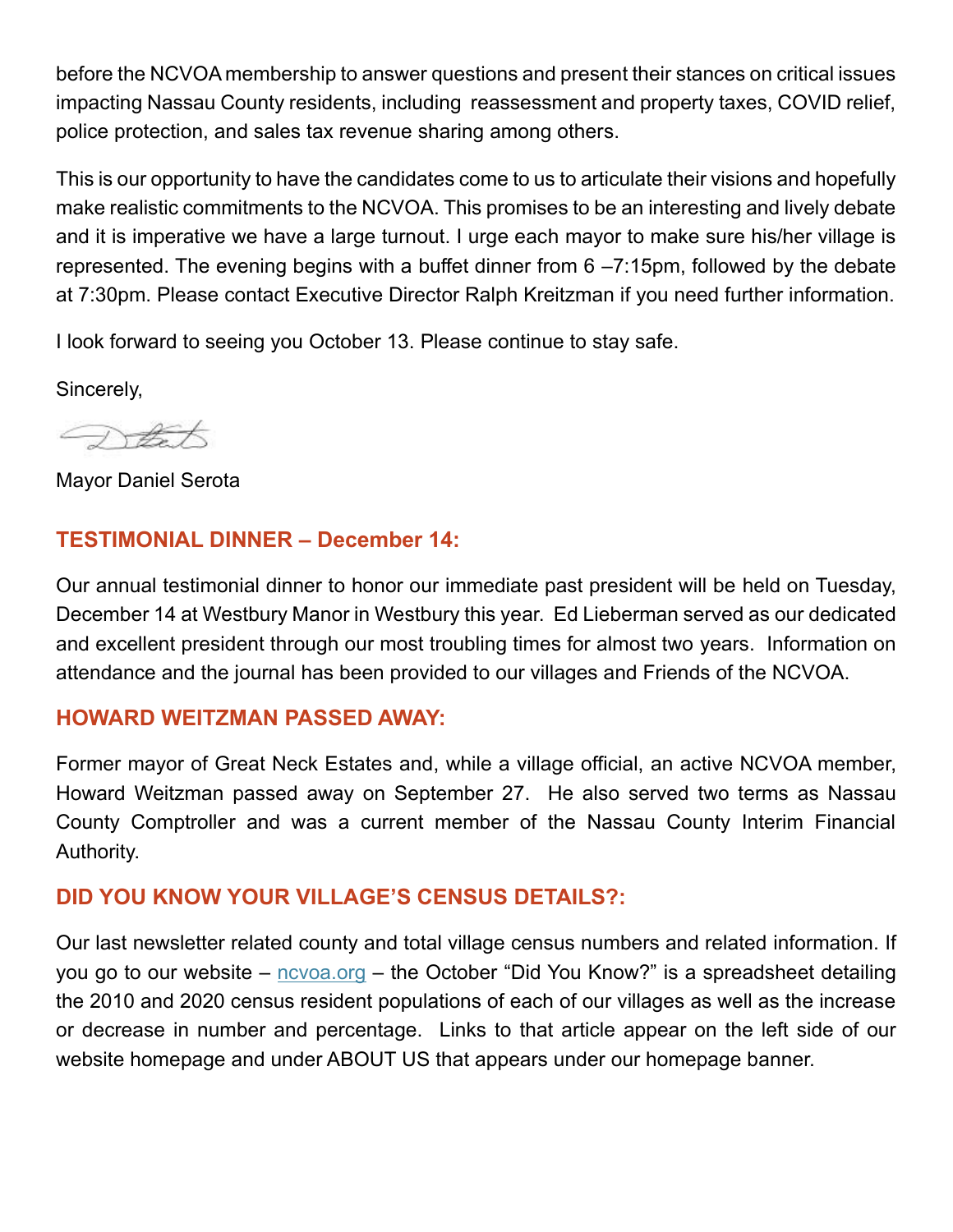before the NCVOA membership to answer questions and present their stances on critical issues impacting Nassau County residents, including reassessment and property taxes, COVID relief, police protection, and sales tax revenue sharing among others.

This is our opportunity to have the candidates come to us to articulate their visions and hopefully make realistic commitments to the NCVOA. This promises to be an interesting and lively debate and it is imperative we have a large turnout. I urge each mayor to make sure his/her village is represented. The evening begins with a buffet dinner from 6 –7:15pm, followed by the debate at 7:30pm. Please contact Executive Director Ralph Kreitzman if you need further information.

I look forward to seeing you October 13. Please continue to stay safe.

Sincerely,

Mayor Daniel Serota

### TESTIMONIAL DINNER – December 14:

Our annual testimonial dinner to honor our immediate past president will be held on Tuesday, December 14 at Westbury Manor in Westbury this year. Ed Lieberman served as our dedicated and excellent president through our most troubling times for almost two years. Information on attendance and the journal has been provided to our villages and Friends of the NCVOA.

### HOWARD WEITZMAN PASSED AWAY:

Former mayor of Great Neck Estates and, while a village official, an active NCVOA member, Howard Weitzman passed away on September 27. He also served two terms as Nassau County Comptroller and was a current member of the Nassau County Interim Financial Authority.

### DID YOU KNOW YOUR VILLAGE'S CENSUS DETAILS?:

Our last newsletter related county and total village census numbers and related information. If you go to our website – [ncvoa.org](ncvoa.org) – the October "Did You Know?" is a spreadsheet detailing the 2010 and 2020 census resident populations of each of our villages as well as the increase or decrease in number and percentage. Links to that article appear on the left side of our website homepage and under ABOUT US that appears under our homepage banner.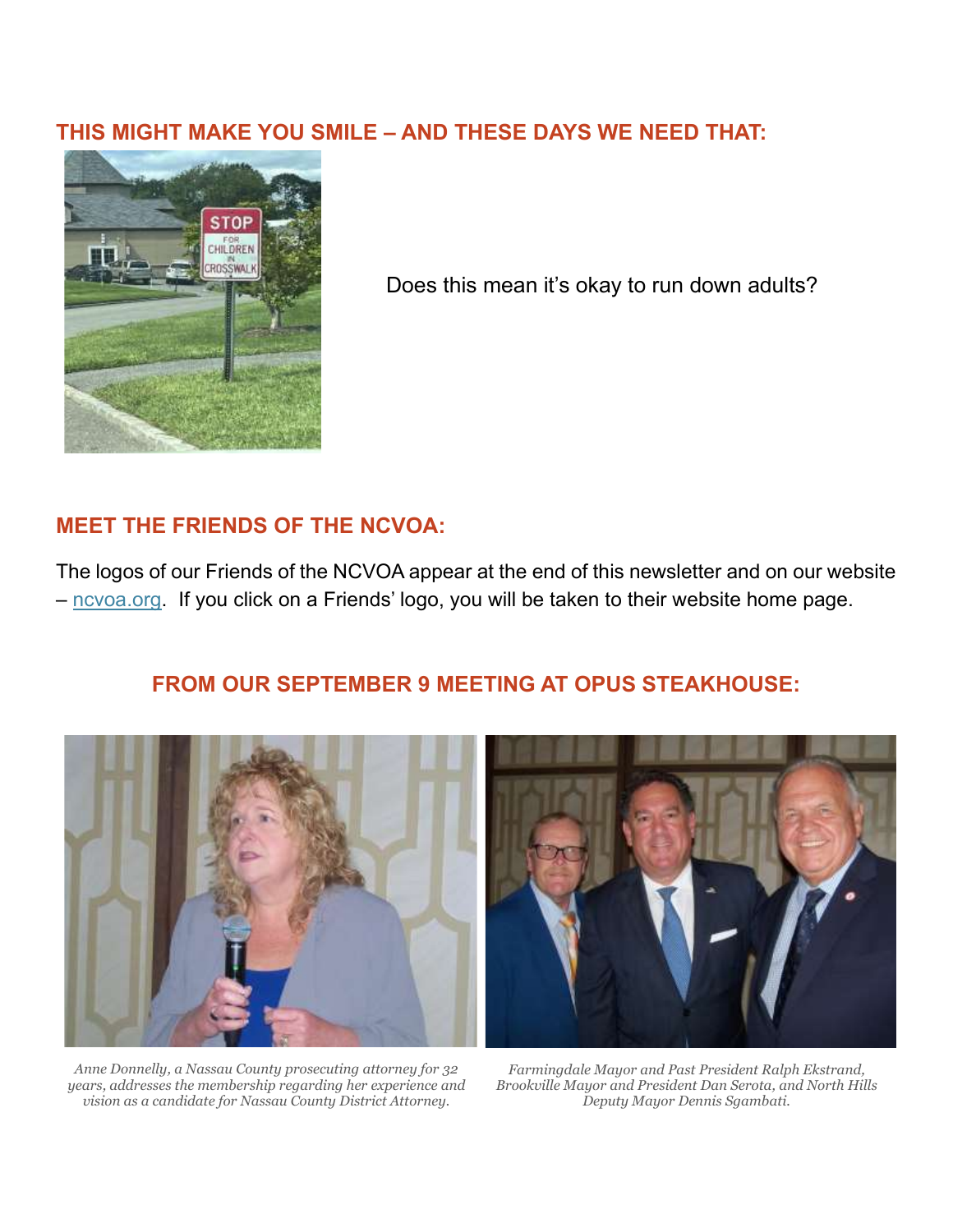## THIS MIGHT MAKE YOU SMILE – AND THESE DAYS WE NEED THAT:

Does this mean it's okay to run down adults?

## MEET THE FRIENDS OF THE NCVOA:

The logos of our Friends of the NCVOA appear at the end of this newsletter and on our website – [ncvoa.org](ncvoa.org). If you click on a Friends' logo, you will be taken to their website home page.

## FROM OUR SEPTEMBER 9 MEETING AT OPUS STEAKHOUSE:

*Anne Donnelly, a Nassau County prosecuting attorney for 32 years, addresses the membership regarding her experience and vision as a candidate for Nassau County District Attorney.*

*Farmingdale Mayor and Past President Ralph Ekstrand, Brookville Mayor and President Dan Serota, and North Hills Deputy Mayor Dennis Sgambati.*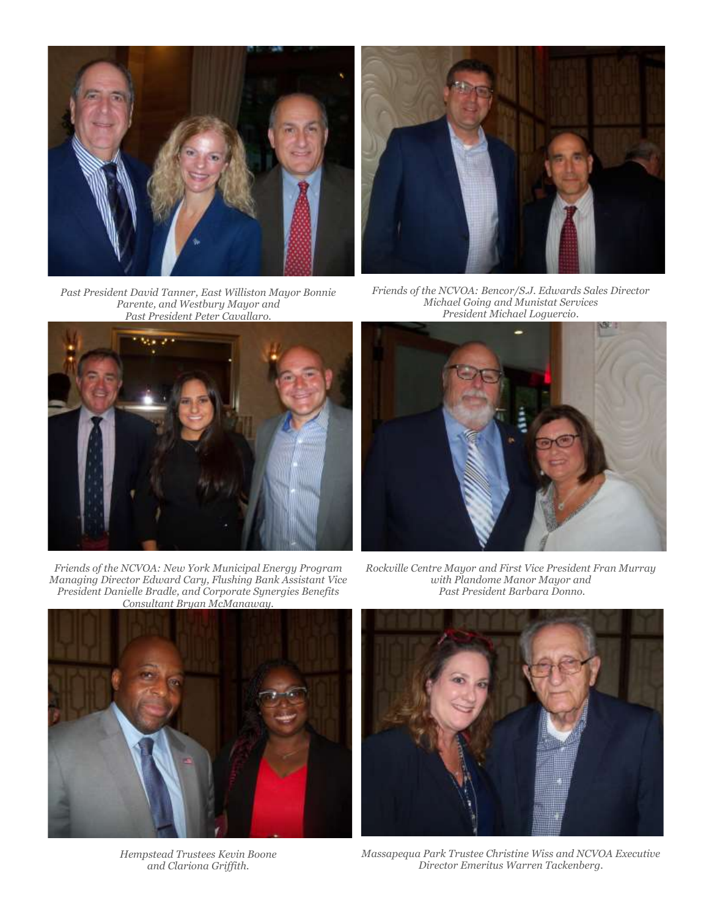*Past President David Tanner, East Williston Mayor Bonnie Parente, and Westbury Mayor and Past President Peter Cavallaro.*

*Friends of the NCVOA: Bencor/S.J. Edwards Sales Director Michael Going and Munistat Services President Michael Loguercio.*

*Friends of the NCVOA: New York Municipal Energy Program Managing Director Edward Cary, Flushing Bank Assistant Vice President Danielle Bradle, and Corporate Synergies Benefits Consultant Bryan McManaway.*

*Rockville Centre Mayor and First Vice President Fran Murray with Plandome Manor Mayor and Past President Barbara Donno.*

*Hempstead Trustees Kevin Boone and Clariona Griffith.*

*Massapequa Park Trustee Christine Wiss and NCVOA Executive Director Emeritus Warren Tackenberg.*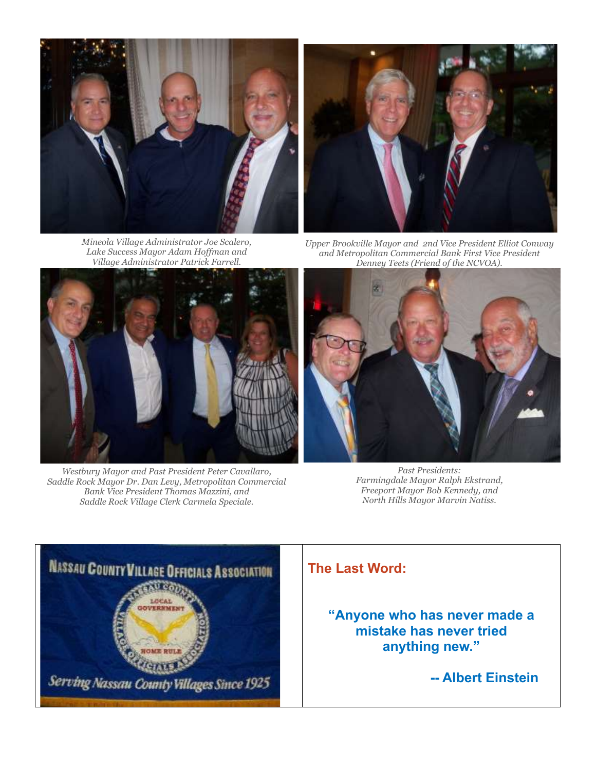*Mineola Village Administrator Joe Scalero, Lake Success Mayor Adam Hoffman and Village Administrator Patrick Farrell.*

*Upper Brookville Mayor and 2nd Vice President Elliot Conway and Metropolitan Commercial Bank First Vice President Denney Teets (Friend of the NCVOA).*

*Westbury Mayor and Past President Peter Cavallaro, Saddle Rock Mayor Dr. Dan Levy, Metropolitan Commercial Bank Vice President Thomas Mazzini, and Saddle Rock Village Clerk Carmela Speciale.*

*Past Presidents: Farmingdale Mayor Ralph Ekstrand, Freeport Mayor Bob Kennedy, and North Hills Mayor Marvin Natiss.*

## The Last Word:

**"Anyone who has never made a mistake has never tried anything new."**

**-- Albert Einstein**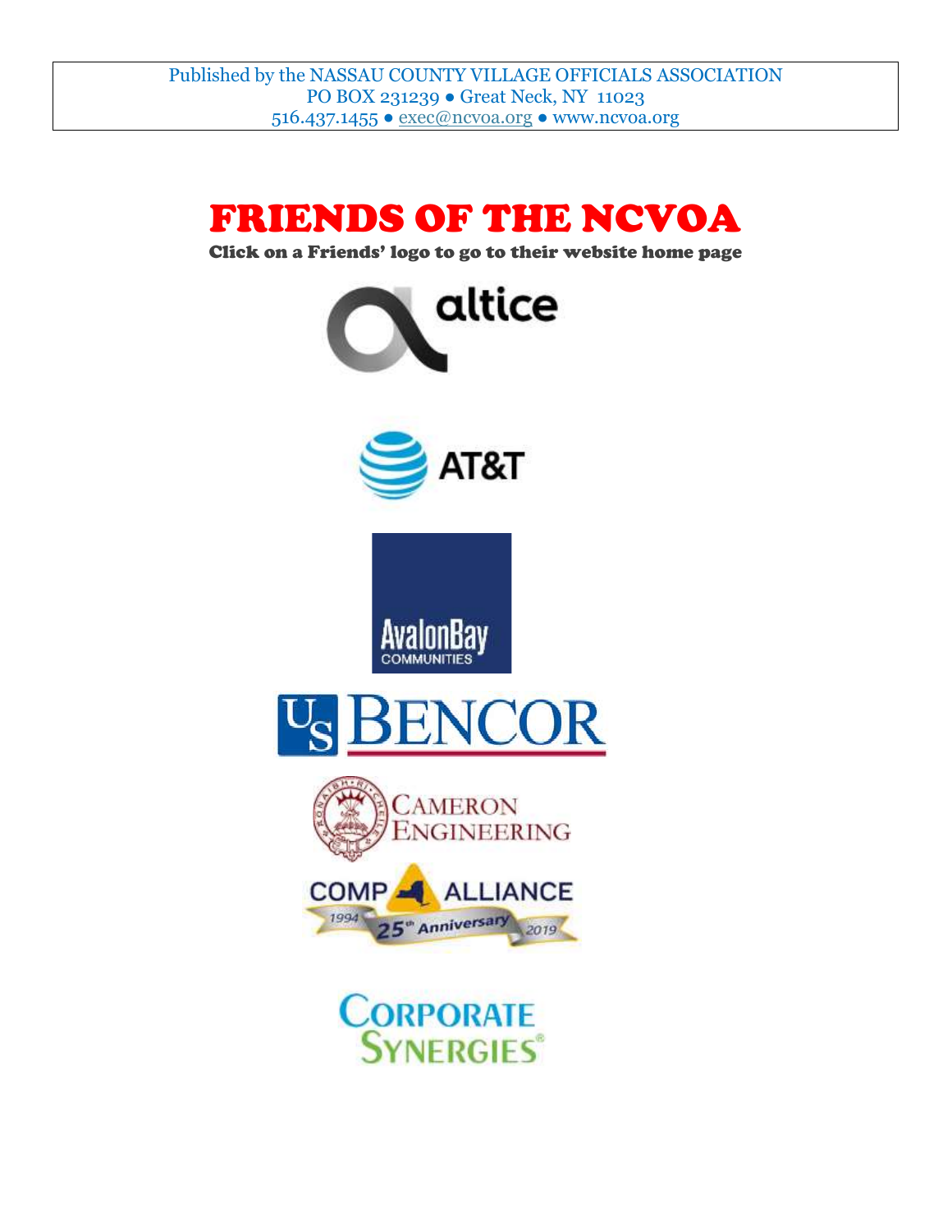Published by the NASSAU COUNTY VILLAGE OFFICIALS ASSOCIATION
PO BOX 231239 ● Great Neck, NY 11023
516.437.1455 ● exec@ncvoa.org ● www.ncvoa.org

# FRIENDS OF THE NCVOA

**Click on a Friends' logo to go to their website home page**

altice

AT&T

AvalonBay
COMMUNITIES

US BENCOR

CAMERON ENGINEERING

COMP ALLIANCE
1994 25th Anniversary 2019

CORPORATE SYNERGIES®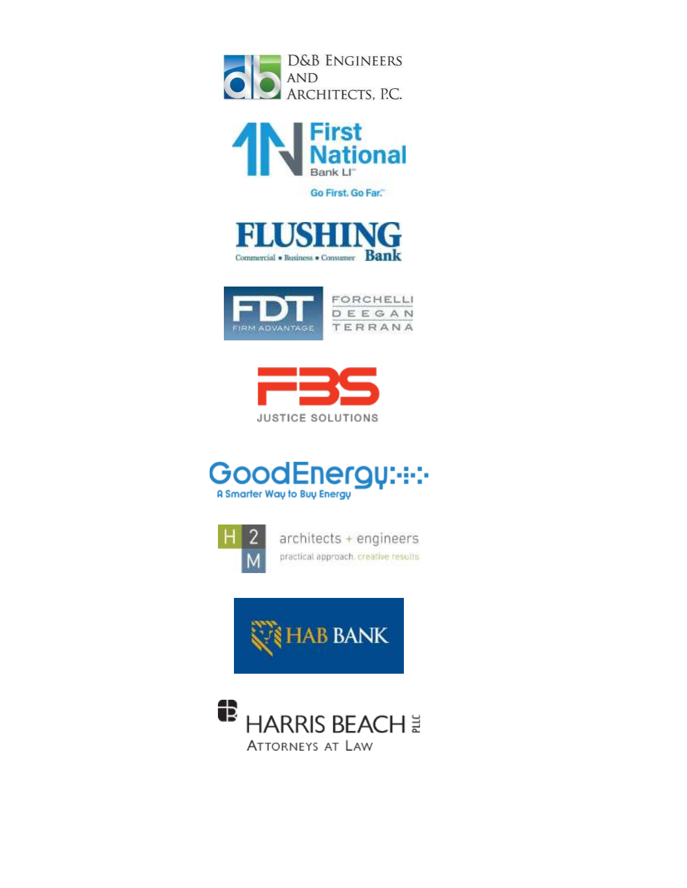D&B ENGINEERS AND ARCHITECTS, P.C.

First National Bank LI

Go First. Go Far.

FLUSHING Bank

Commercial ▪ Business ▪ Consumer

FDT FIRM ADVANTAGE

FORCHELLI DEEGAN TERRANA

FBS

JUSTICE SOLUTIONS

GoodEnergy

A Smarter Way to Buy Energy

H2M

architects + engineers

practical approach. creative results

HAB BANK

HARRIS BEACH PLLC

ATTORNEYS AT LAW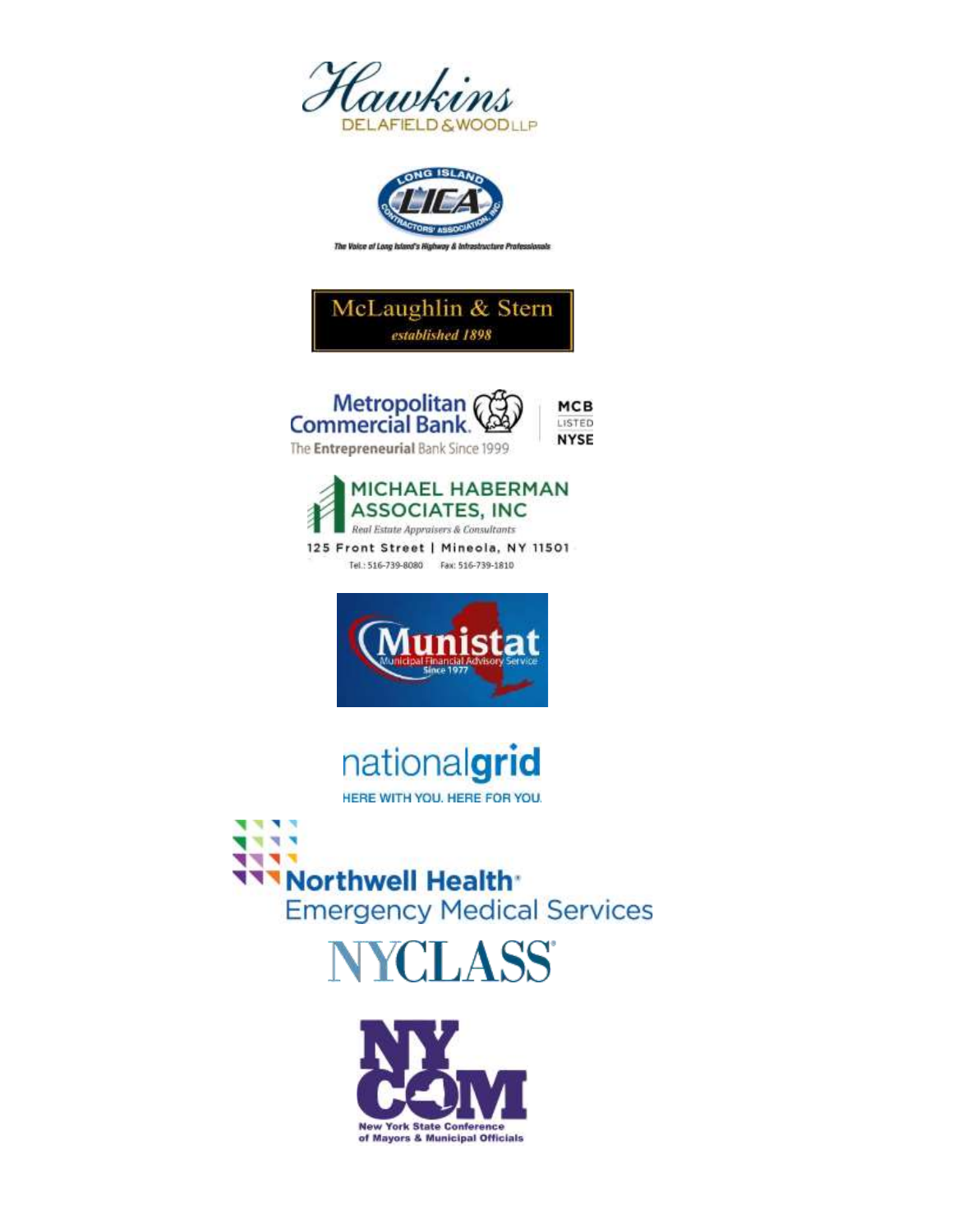Hawkins
DELAFIELD & WOOD LLP

LONG ISLAND
LICA
CONTRACTORS' ASSOCIATION, INC.
The Voice of Long Island's Highway & Infrastructure Professionals

McLaughlin & Stern
*established 1898*

Metropolitan Commercial Bank.
The **Entrepreneurial** Bank Since 1999
MCB
LISTED
NYSE

MICHAEL HABERMAN ASSOCIATES, INC
*Real Estate Appraisers & Consultants*
125 Front Street | Mineola, NY 11501
Tel.: 516-739-8080 Fax: 516-739-1810

Munistat
Municipal Financial Advisory Service
Since 1977

national**grid**
HERE WITH YOU. HERE FOR YOU.

**Northwell Health**
Emergency Medical Services

NYCLASS

NY COM
New York State Conference of Mayors & Municipal Officials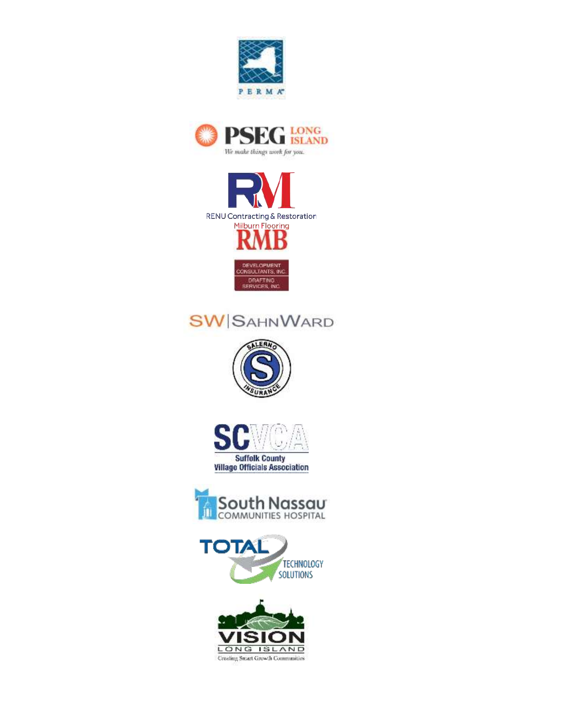PERMA

PSEG LONG ISLAND
We make things work for you.

RM
RENU Contracting & Restoration

Milburn Flooring
RMB

DEVELOPMENT CONSULTANTS, INC.
DRAFTING SERVICES, INC.

SW | SAHNWARD

SALERNO INSURANCE

SCVOA
Suffolk County Village Officials Association

South Nassau COMMUNITIES HOSPITAL

TOTAL TECHNOLOGY SOLUTIONS

VISION LONG ISLAND
Creating Smart Growth Communities